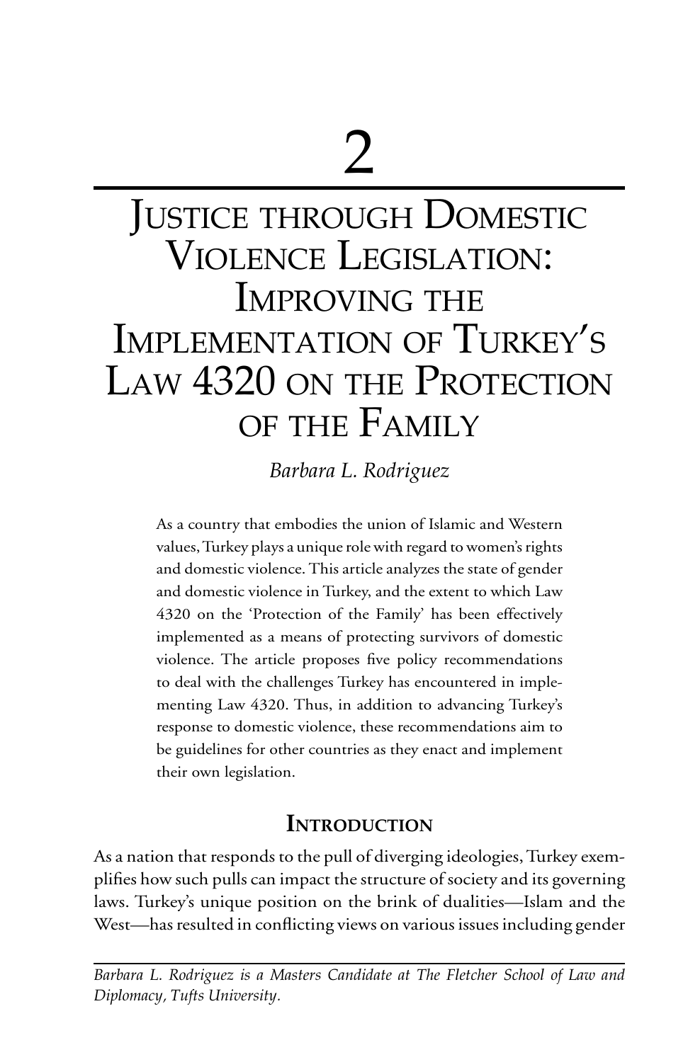# 2

# Justice through Domestic Violence Legislation: Improving the Implementation of Turkey's Law 4320 on the Protection of the Family

*Barbara L. Rodriguez*

As a country that embodies the union of Islamic and Western values, Turkey plays a unique role with regard to women's rights and domestic violence. This article analyzes the state of gender and domestic violence in Turkey, and the extent to which Law 4320 on the 'Protection of the Family' has been effectively implemented as a means of protecting survivors of domestic violence. The article proposes five policy recommendations to deal with the challenges Turkey has encountered in implementing Law 4320. Thus, in addition to advancing Turkey's response to domestic violence, these recommendations aim to be guidelines for other countries as they enact and implement their own legislation.

## Introduction

As a nation that responds to the pull of diverging ideologies, Turkey exemplifies how such pulls can impact the structure of society and its governing laws. Turkey's unique position on the brink of dualities—Islam and the West—has resulted in conflicting views on various issues including gender

---

*Barbara L. Rodriguez is a Masters Candidate at The Fletcher School of Law and Diplomacy, Tufts University.*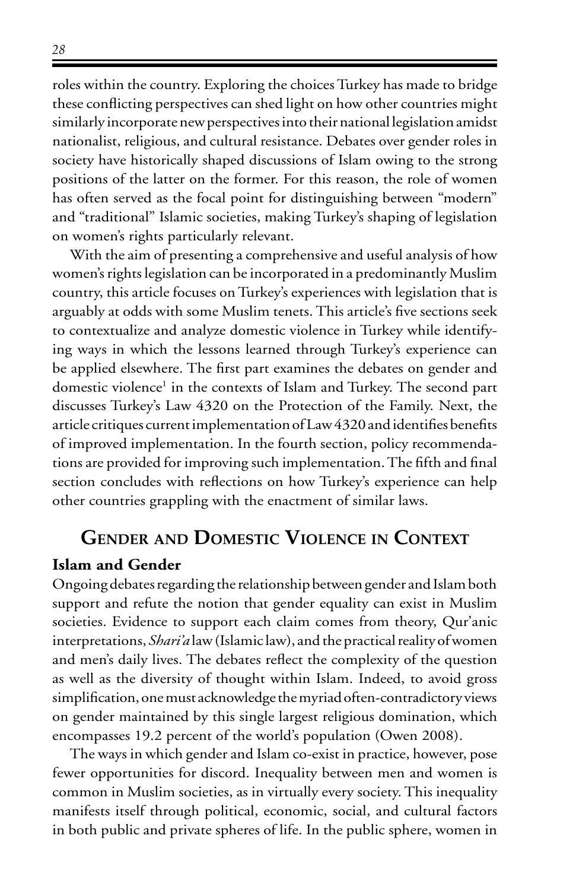roles within the country. Exploring the choices Turkey has made to bridge these conflicting perspectives can shed light on how other countries might similarly incorporate new perspectives into their national legislation amidst nationalist, religious, and cultural resistance. Debates over gender roles in society have historically shaped discussions of Islam owing to the strong positions of the latter on the former. For this reason, the role of women has often served as the focal point for distinguishing between "modern" and "traditional" Islamic societies, making Turkey's shaping of legislation on women's rights particularly relevant.

With the aim of presenting a comprehensive and useful analysis of how women's rights legislation can be incorporated in a predominantly Muslim country, this article focuses on Turkey's experiences with legislation that is arguably at odds with some Muslim tenets. This article's five sections seek to contextualize and analyze domestic violence in Turkey while identifying ways in which the lessons learned through Turkey's experience can be applied elsewhere. The first part examines the debates on gender and domestic violence[1] in the contexts of Islam and Turkey. The second part discusses Turkey's Law 4320 on the Protection of the Family. Next, the article critiques current implementation of Law 4320 and identifies benefits of improved implementation. In the fourth section, policy recommendations are provided for improving such implementation. The fifth and final section concludes with reflections on how Turkey's experience can help other countries grappling with the enactment of similar laws.

## Gender and Domestic Violence in Context

### Islam and Gender

Ongoing debates regarding the relationship between gender and Islam both support and refute the notion that gender equality can exist in Muslim societies. Evidence to support each claim comes from theory, Qur'anic interpretations, *Shari'a* law (Islamic law), and the practical reality of women and men's daily lives. The debates reflect the complexity of the question as well as the diversity of thought within Islam. Indeed, to avoid gross simplification, one must acknowledge the myriad often-contradictory views on gender maintained by this single largest religious domination, which encompasses 19.2 percent of the world's population (Owen 2008).

The ways in which gender and Islam co-exist in practice, however, pose fewer opportunities for discord. Inequality between men and women is common in Muslim societies, as in virtually every society. This inequality manifests itself through political, economic, social, and cultural factors in both public and private spheres of life. In the public sphere, women in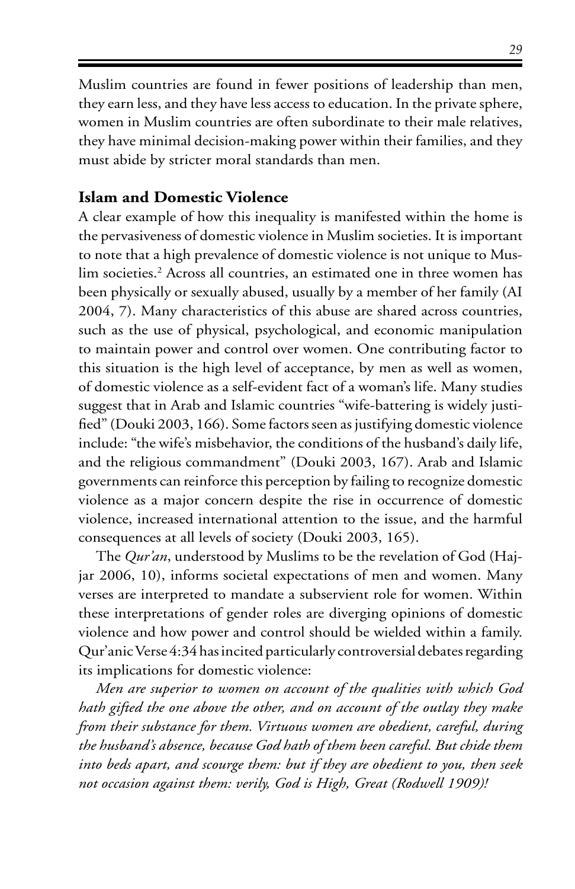Muslim countries are found in fewer positions of leadership than men, they earn less, and they have less access to education. In the private sphere, women in Muslim countries are often subordinate to their male relatives, they have minimal decision-making power within their families, and they must abide by stricter moral standards than men.

## Islam and Domestic Violence

A clear example of how this inequality is manifested within the home is the pervasiveness of domestic violence in Muslim societies. It is important to note that a high prevalence of domestic violence is not unique to Muslim societies.[2] Across all countries, an estimated one in three women has been physically or sexually abused, usually by a member of her family (AI 2004, 7). Many characteristics of this abuse are shared across countries, such as the use of physical, psychological, and economic manipulation to maintain power and control over women. One contributing factor to this situation is the high level of acceptance, by men as well as women, of domestic violence as a self-evident fact of a woman's life. Many studies suggest that in Arab and Islamic countries "wife-battering is widely justified" (Douki 2003, 166). Some factors seen as justifying domestic violence include: "the wife's misbehavior, the conditions of the husband's daily life, and the religious commandment" (Douki 2003, 167). Arab and Islamic governments can reinforce this perception by failing to recognize domestic violence as a major concern despite the rise in occurrence of domestic violence, increased international attention to the issue, and the harmful consequences at all levels of society (Douki 2003, 165).

The *Qur'an*, understood by Muslims to be the revelation of God (Hajjar 2006, 10), informs societal expectations of men and women. Many verses are interpreted to mandate a subservient role for women. Within these interpretations of gender roles are diverging opinions of domestic violence and how power and control should be wielded within a family. Qur'anic Verse 4:34 has incited particularly controversial debates regarding its implications for domestic violence:

*Men are superior to women on account of the qualities with which God hath gifted the one above the other, and on account of the outlay they make from their substance for them. Virtuous women are obedient, careful, during the husband's absence, because God hath of them been careful. But chide them into beds apart, and scourge them: but if they are obedient to you, then seek not occasion against them: verily, God is High, Great (Rodwell 1909)!*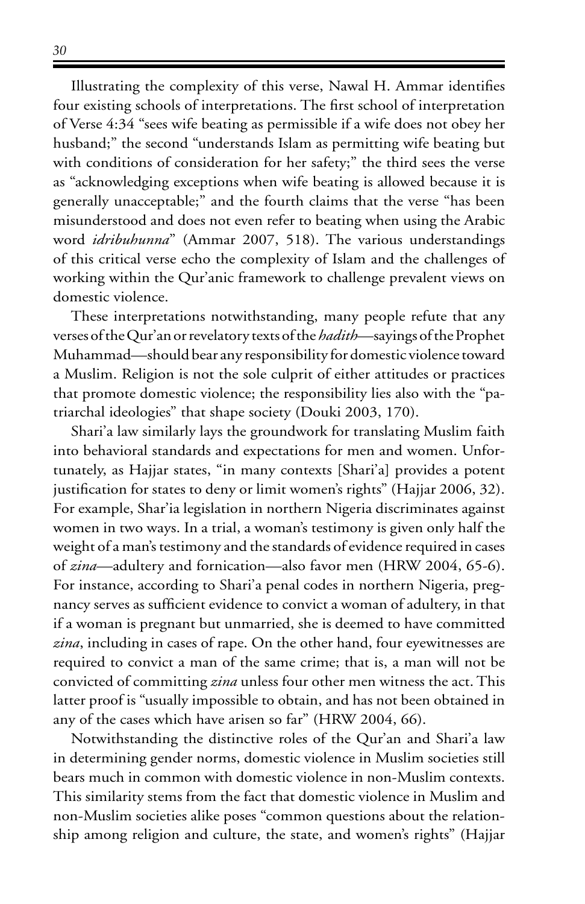Illustrating the complexity of this verse, Nawal H. Ammar identifies four existing schools of interpretations. The first school of interpretation of Verse 4:34 "sees wife beating as permissible if a wife does not obey her husband;" the second "understands Islam as permitting wife beating but with conditions of consideration for her safety;" the third sees the verse as "acknowledging exceptions when wife beating is allowed because it is generally unacceptable;" and the fourth claims that the verse "has been misunderstood and does not even refer to beating when using the Arabic word *idribuhunna*" (Ammar 2007, 518). The various understandings of this critical verse echo the complexity of Islam and the challenges of working within the Qur'anic framework to challenge prevalent views on domestic violence.

These interpretations notwithstanding, many people refute that any verses of the Qur'an or revelatory texts of the *hadith*—sayings of the Prophet Muhammad—should bear any responsibility for domestic violence toward a Muslim. Religion is not the sole culprit of either attitudes or practices that promote domestic violence; the responsibility lies also with the "patriarchal ideologies" that shape society (Douki 2003, 170).

Shari'a law similarly lays the groundwork for translating Muslim faith into behavioral standards and expectations for men and women. Unfortunately, as Hajjar states, "in many contexts [Shari'a] provides a potent justification for states to deny or limit women's rights" (Hajjar 2006, 32). For example, Shar'ia legislation in northern Nigeria discriminates against women in two ways. In a trial, a woman's testimony is given only half the weight of a man's testimony and the standards of evidence required in cases of *zina*—adultery and fornication—also favor men (HRW 2004, 65-6). For instance, according to Shari'a penal codes in northern Nigeria, pregnancy serves as sufficient evidence to convict a woman of adultery, in that if a woman is pregnant but unmarried, she is deemed to have committed *zina*, including in cases of rape. On the other hand, four eyewitnesses are required to convict a man of the same crime; that is, a man will not be convicted of committing *zina* unless four other men witness the act. This latter proof is "usually impossible to obtain, and has not been obtained in any of the cases which have arisen so far" (HRW 2004, 66).

Notwithstanding the distinctive roles of the Qur'an and Shari'a law in determining gender norms, domestic violence in Muslim societies still bears much in common with domestic violence in non-Muslim contexts. This similarity stems from the fact that domestic violence in Muslim and non-Muslim societies alike poses "common questions about the relationship among religion and culture, the state, and women's rights" (Hajjar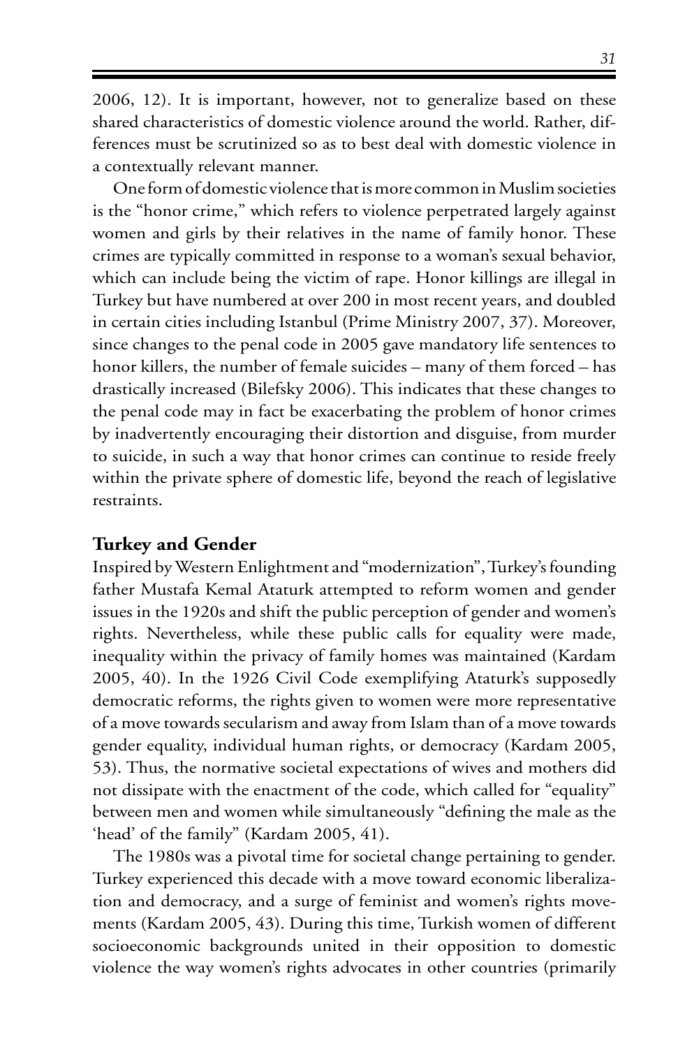2006, 12). It is important, however, not to generalize based on these shared characteristics of domestic violence around the world. Rather, differences must be scrutinized so as to best deal with domestic violence in a contextually relevant manner.

One form of domestic violence that is more common in Muslim societies is the "honor crime," which refers to violence perpetrated largely against women and girls by their relatives in the name of family honor. These crimes are typically committed in response to a woman's sexual behavior, which can include being the victim of rape. Honor killings are illegal in Turkey but have numbered at over 200 in most recent years, and doubled in certain cities including Istanbul (Prime Ministry 2007, 37). Moreover, since changes to the penal code in 2005 gave mandatory life sentences to honor killers, the number of female suicides – many of them forced – has drastically increased (Bilefsky 2006). This indicates that these changes to the penal code may in fact be exacerbating the problem of honor crimes by inadvertently encouraging their distortion and disguise, from murder to suicide, in such a way that honor crimes can continue to reside freely within the private sphere of domestic life, beyond the reach of legislative restraints.

## Turkey and Gender

Inspired by Western Enlightment and "modernization", Turkey's founding father Mustafa Kemal Ataturk attempted to reform women and gender issues in the 1920s and shift the public perception of gender and women's rights. Nevertheless, while these public calls for equality were made, inequality within the privacy of family homes was maintained (Kardam 2005, 40). In the 1926 Civil Code exemplifying Ataturk's supposedly democratic reforms, the rights given to women were more representative of a move towards secularism and away from Islam than of a move towards gender equality, individual human rights, or democracy (Kardam 2005, 53). Thus, the normative societal expectations of wives and mothers did not dissipate with the enactment of the code, which called for "equality" between men and women while simultaneously "defining the male as the 'head' of the family" (Kardam 2005, 41).

The 1980s was a pivotal time for societal change pertaining to gender. Turkey experienced this decade with a move toward economic liberalization and democracy, and a surge of feminist and women's rights movements (Kardam 2005, 43). During this time, Turkish women of different socioeconomic backgrounds united in their opposition to domestic violence the way women's rights advocates in other countries (primarily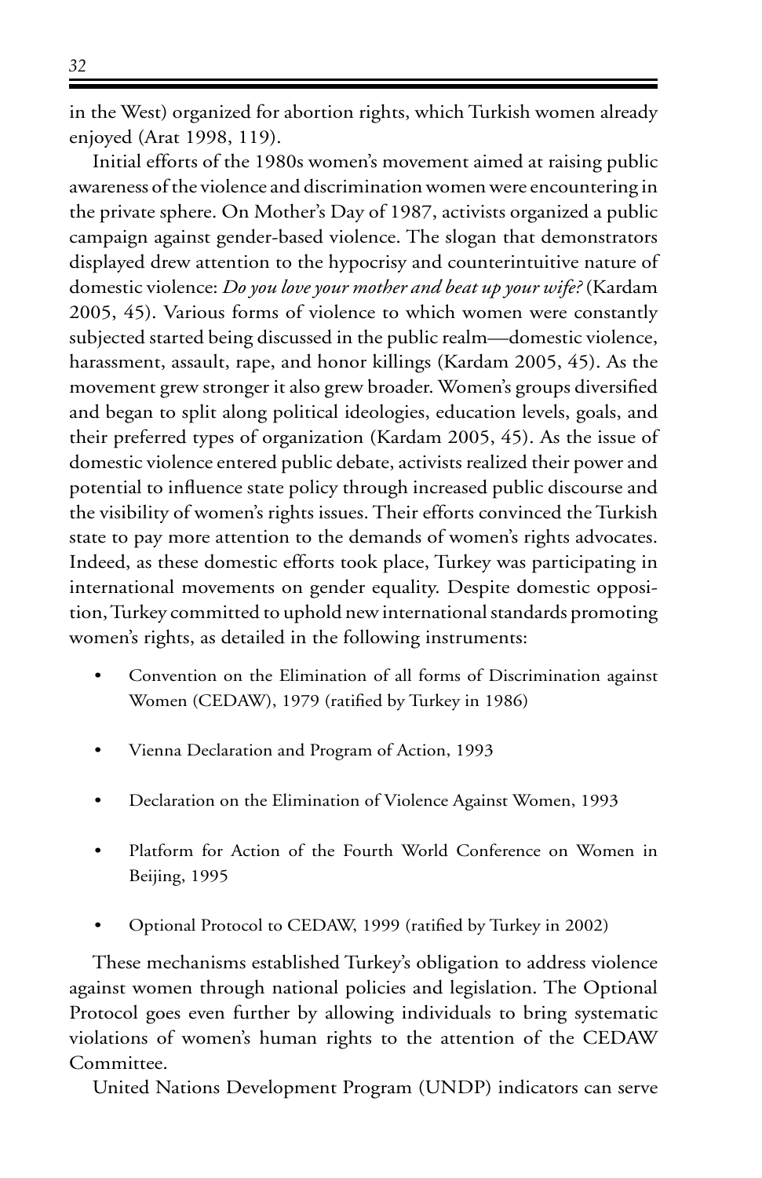in the West) organized for abortion rights, which Turkish women already enjoyed (Arat 1998, 119).

Initial efforts of the 1980s women's movement aimed at raising public awareness of the violence and discrimination women were encountering in the private sphere. On Mother's Day of 1987, activists organized a public campaign against gender-based violence. The slogan that demonstrators displayed drew attention to the hypocrisy and counterintuitive nature of domestic violence: *Do you love your mother and beat up your wife?* (Kardam 2005, 45). Various forms of violence to which women were constantly subjected started being discussed in the public realm—domestic violence, harassment, assault, rape, and honor killings (Kardam 2005, 45). As the movement grew stronger it also grew broader. Women's groups diversified and began to split along political ideologies, education levels, goals, and their preferred types of organization (Kardam 2005, 45). As the issue of domestic violence entered public debate, activists realized their power and potential to influence state policy through increased public discourse and the visibility of women's rights issues. Their efforts convinced the Turkish state to pay more attention to the demands of women's rights advocates. Indeed, as these domestic efforts took place, Turkey was participating in international movements on gender equality. Despite domestic opposition, Turkey committed to uphold new international standards promoting women's rights, as detailed in the following instruments:

- Convention on the Elimination of all forms of Discrimination against Women (CEDAW), 1979 (ratified by Turkey in 1986)
- Vienna Declaration and Program of Action, 1993
- Declaration on the Elimination of Violence Against Women, 1993
- Platform for Action of the Fourth World Conference on Women in Beijing, 1995
- Optional Protocol to CEDAW, 1999 (ratified by Turkey in 2002)

These mechanisms established Turkey's obligation to address violence against women through national policies and legislation. The Optional Protocol goes even further by allowing individuals to bring systematic violations of women's human rights to the attention of the CEDAW Committee.

United Nations Development Program (UNDP) indicators can serve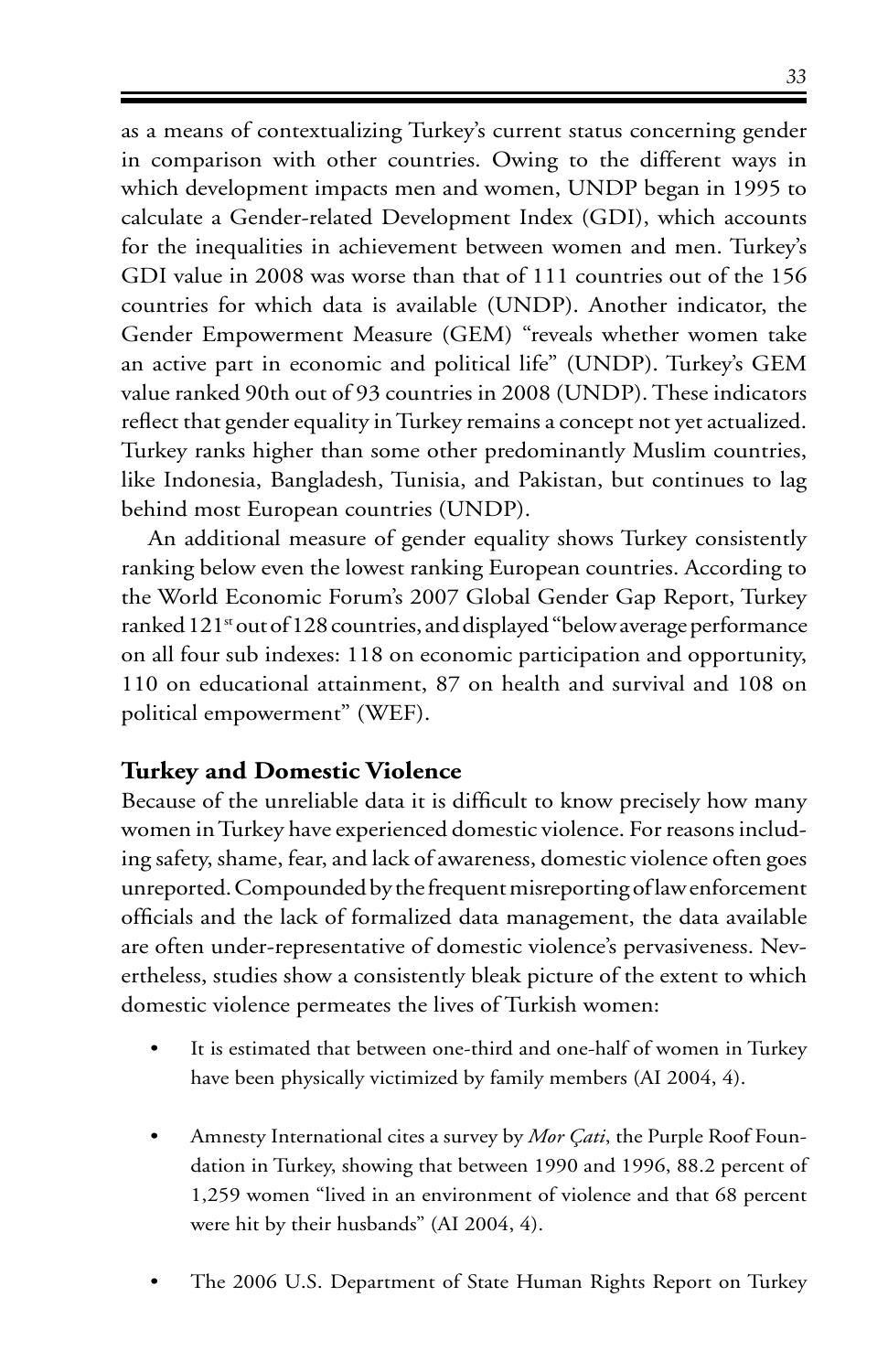as a means of contextualizing Turkey's current status concerning gender in comparison with other countries. Owing to the different ways in which development impacts men and women, UNDP began in 1995 to calculate a Gender-related Development Index (GDI), which accounts for the inequalities in achievement between women and men. Turkey's GDI value in 2008 was worse than that of 111 countries out of the 156 countries for which data is available (UNDP). Another indicator, the Gender Empowerment Measure (GEM) "reveals whether women take an active part in economic and political life" (UNDP). Turkey's GEM value ranked 90th out of 93 countries in 2008 (UNDP). These indicators reflect that gender equality in Turkey remains a concept not yet actualized. Turkey ranks higher than some other predominantly Muslim countries, like Indonesia, Bangladesh, Tunisia, and Pakistan, but continues to lag behind most European countries (UNDP).

An additional measure of gender equality shows Turkey consistently ranking below even the lowest ranking European countries. According to the World Economic Forum's 2007 Global Gender Gap Report, Turkey ranked 121st out of 128 countries, and displayed "below average performance on all four sub indexes: 118 on economic participation and opportunity, 110 on educational attainment, 87 on health and survival and 108 on political empowerment" (WEF).

### Turkey and Domestic Violence

Because of the unreliable data it is difficult to know precisely how many women in Turkey have experienced domestic violence. For reasons including safety, shame, fear, and lack of awareness, domestic violence often goes unreported. Compounded by the frequent misreporting of law enforcement officials and the lack of formalized data management, the data available are often under-representative of domestic violence's pervasiveness. Nevertheless, studies show a consistently bleak picture of the extent to which domestic violence permeates the lives of Turkish women:

- It is estimated that between one-third and one-half of women in Turkey have been physically victimized by family members (AI 2004, 4).
- Amnesty International cites a survey by *Mor Çati*, the Purple Roof Foundation in Turkey, showing that between 1990 and 1996, 88.2 percent of 1,259 women "lived in an environment of violence and that 68 percent were hit by their husbands" (AI 2004, 4).
- The 2006 U.S. Department of State Human Rights Report on Turkey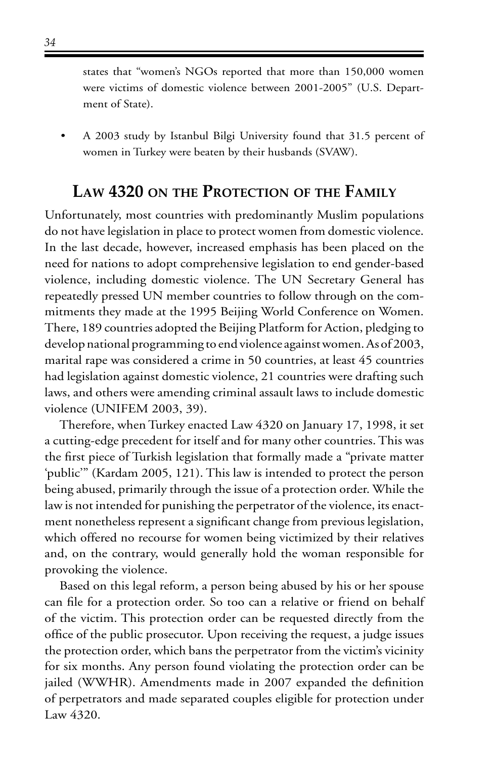states that "women's NGOs reported that more than 150,000 women were victims of domestic violence between 2001-2005" (U.S. Department of State).

- A 2003 study by Istanbul Bilgi University found that 31.5 percent of women in Turkey were beaten by their husbands (SVAW).

## Law 4320 on the Protection of the Family

Unfortunately, most countries with predominantly Muslim populations do not have legislation in place to protect women from domestic violence. In the last decade, however, increased emphasis has been placed on the need for nations to adopt comprehensive legislation to end gender-based violence, including domestic violence. The UN Secretary General has repeatedly pressed UN member countries to follow through on the commitments they made at the 1995 Beijing World Conference on Women. There, 189 countries adopted the Beijing Platform for Action, pledging to develop national programming to end violence against women. As of 2003, marital rape was considered a crime in 50 countries, at least 45 countries had legislation against domestic violence, 21 countries were drafting such laws, and others were amending criminal assault laws to include domestic violence (UNIFEM 2003, 39).

Therefore, when Turkey enacted Law 4320 on January 17, 1998, it set a cutting-edge precedent for itself and for many other countries. This was the first piece of Turkish legislation that formally made a "private matter 'public'" (Kardam 2005, 121). This law is intended to protect the person being abused, primarily through the issue of a protection order. While the law is not intended for punishing the perpetrator of the violence, its enactment nonetheless represent a significant change from previous legislation, which offered no recourse for women being victimized by their relatives and, on the contrary, would generally hold the woman responsible for provoking the violence.

Based on this legal reform, a person being abused by his or her spouse can file for a protection order. So too can a relative or friend on behalf of the victim. This protection order can be requested directly from the office of the public prosecutor. Upon receiving the request, a judge issues the protection order, which bans the perpetrator from the victim's vicinity for six months. Any person found violating the protection order can be jailed (WWHR). Amendments made in 2007 expanded the definition of perpetrators and made separated couples eligible for protection under Law 4320.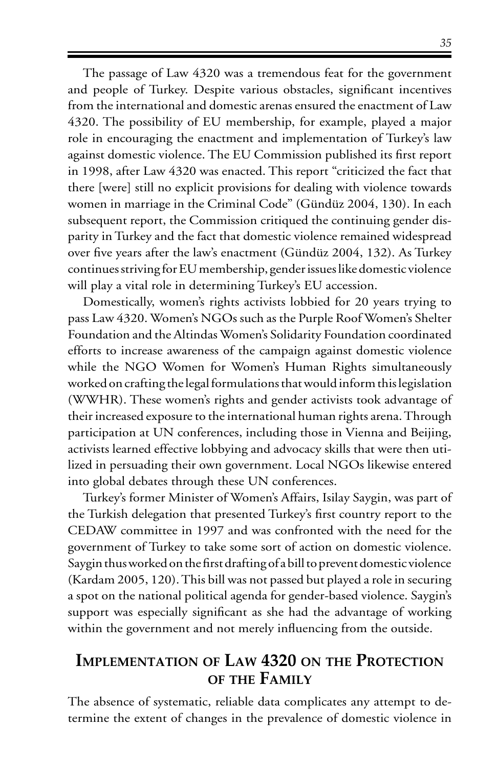The passage of Law 4320 was a tremendous feat for the government and people of Turkey. Despite various obstacles, significant incentives from the international and domestic arenas ensured the enactment of Law 4320. The possibility of EU membership, for example, played a major role in encouraging the enactment and implementation of Turkey's law against domestic violence. The EU Commission published its first report in 1998, after Law 4320 was enacted. This report "criticized the fact that there [were] still no explicit provisions for dealing with violence towards women in marriage in the Criminal Code" (Gündüz 2004, 130). In each subsequent report, the Commission critiqued the continuing gender disparity in Turkey and the fact that domestic violence remained widespread over five years after the law's enactment (Gündüz 2004, 132). As Turkey continues striving for EU membership, gender issues like domestic violence will play a vital role in determining Turkey's EU accession.

Domestically, women's rights activists lobbied for 20 years trying to pass Law 4320. Women's NGOs such as the Purple Roof Women's Shelter Foundation and the Altindas Women's Solidarity Foundation coordinated efforts to increase awareness of the campaign against domestic violence while the NGO Women for Women's Human Rights simultaneously worked on crafting the legal formulations that would inform this legislation (WWHR). These women's rights and gender activists took advantage of their increased exposure to the international human rights arena. Through participation at UN conferences, including those in Vienna and Beijing, activists learned effective lobbying and advocacy skills that were then utilized in persuading their own government. Local NGOs likewise entered into global debates through these UN conferences.

Turkey's former Minister of Women's Affairs, Isilay Saygin, was part of the Turkish delegation that presented Turkey's first country report to the CEDAW committee in 1997 and was confronted with the need for the government of Turkey to take some sort of action on domestic violence. Saygin thus worked on the first drafting of a bill to prevent domestic violence (Kardam 2005, 120). This bill was not passed but played a role in securing a spot on the national political agenda for gender-based violence. Saygin's support was especially significant as she had the advantage of working within the government and not merely influencing from the outside.

## Implementation of Law 4320 on the Protection of the Family

The absence of systematic, reliable data complicates any attempt to determine the extent of changes in the prevalence of domestic violence in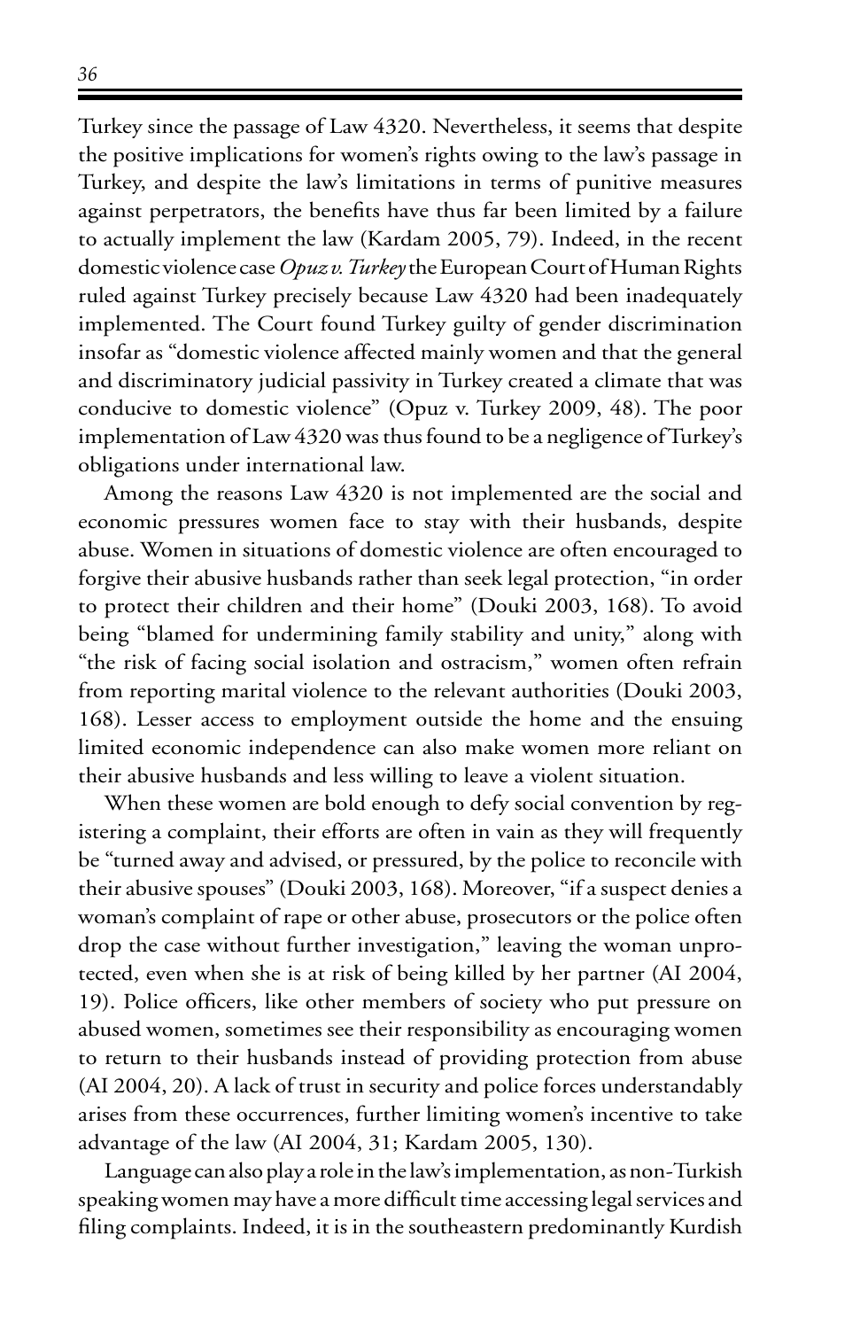Turkey since the passage of Law 4320. Nevertheless, it seems that despite the positive implications for women's rights owing to the law's passage in Turkey, and despite the law's limitations in terms of punitive measures against perpetrators, the benefits have thus far been limited by a failure to actually implement the law (Kardam 2005, 79). Indeed, in the recent domestic violence case *Opuz v. Turkey* the European Court of Human Rights ruled against Turkey precisely because Law 4320 had been inadequately implemented. The Court found Turkey guilty of gender discrimination insofar as "domestic violence affected mainly women and that the general and discriminatory judicial passivity in Turkey created a climate that was conducive to domestic violence" (Opuz v. Turkey 2009, 48). The poor implementation of Law 4320 was thus found to be a negligence of Turkey's obligations under international law.

Among the reasons Law 4320 is not implemented are the social and economic pressures women face to stay with their husbands, despite abuse. Women in situations of domestic violence are often encouraged to forgive their abusive husbands rather than seek legal protection, "in order to protect their children and their home" (Douki 2003, 168). To avoid being "blamed for undermining family stability and unity," along with "the risk of facing social isolation and ostracism," women often refrain from reporting marital violence to the relevant authorities (Douki 2003, 168). Lesser access to employment outside the home and the ensuing limited economic independence can also make women more reliant on their abusive husbands and less willing to leave a violent situation.

When these women are bold enough to defy social convention by registering a complaint, their efforts are often in vain as they will frequently be "turned away and advised, or pressured, by the police to reconcile with their abusive spouses" (Douki 2003, 168). Moreover, "if a suspect denies a woman's complaint of rape or other abuse, prosecutors or the police often drop the case without further investigation," leaving the woman unprotected, even when she is at risk of being killed by her partner (AI 2004, 19). Police officers, like other members of society who put pressure on abused women, sometimes see their responsibility as encouraging women to return to their husbands instead of providing protection from abuse (AI 2004, 20). A lack of trust in security and police forces understandably arises from these occurrences, further limiting women's incentive to take advantage of the law (AI 2004, 31; Kardam 2005, 130).

Language can also play a role in the law's implementation, as non-Turkish speaking women may have a more difficult time accessing legal services and filing complaints. Indeed, it is in the southeastern predominantly Kurdish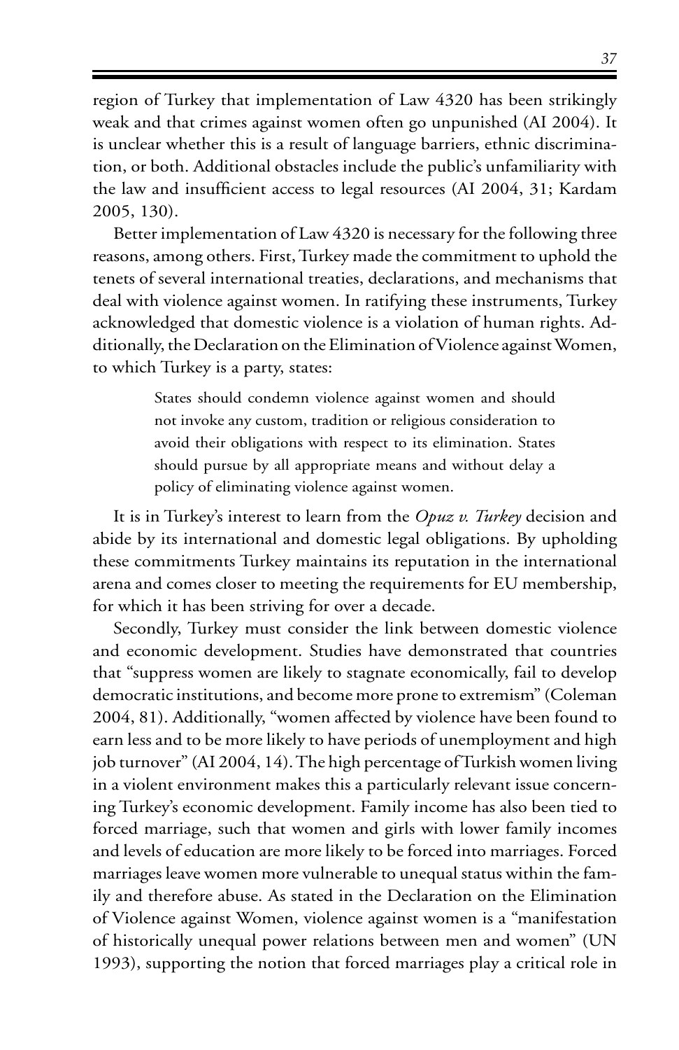region of Turkey that implementation of Law 4320 has been strikingly weak and that crimes against women often go unpunished (AI 2004). It is unclear whether this is a result of language barriers, ethnic discrimination, or both. Additional obstacles include the public's unfamiliarity with the law and insufficient access to legal resources (AI 2004, 31; Kardam 2005, 130).

Better implementation of Law 4320 is necessary for the following three reasons, among others. First, Turkey made the commitment to uphold the tenets of several international treaties, declarations, and mechanisms that deal with violence against women. In ratifying these instruments, Turkey acknowledged that domestic violence is a violation of human rights. Additionally, the Declaration on the Elimination of Violence against Women, to which Turkey is a party, states:

> States should condemn violence against women and should not invoke any custom, tradition or religious consideration to avoid their obligations with respect to its elimination. States should pursue by all appropriate means and without delay a policy of eliminating violence against women.

It is in Turkey's interest to learn from the *Opuz v. Turkey* decision and abide by its international and domestic legal obligations. By upholding these commitments Turkey maintains its reputation in the international arena and comes closer to meeting the requirements for EU membership, for which it has been striving for over a decade.

Secondly, Turkey must consider the link between domestic violence and economic development. Studies have demonstrated that countries that "suppress women are likely to stagnate economically, fail to develop democratic institutions, and become more prone to extremism" (Coleman 2004, 81). Additionally, "women affected by violence have been found to earn less and to be more likely to have periods of unemployment and high job turnover" (AI 2004, 14). The high percentage of Turkish women living in a violent environment makes this a particularly relevant issue concerning Turkey's economic development. Family income has also been tied to forced marriage, such that women and girls with lower family incomes and levels of education are more likely to be forced into marriages. Forced marriages leave women more vulnerable to unequal status within the family and therefore abuse. As stated in the Declaration on the Elimination of Violence against Women, violence against women is a "manifestation of historically unequal power relations between men and women" (UN 1993), supporting the notion that forced marriages play a critical role in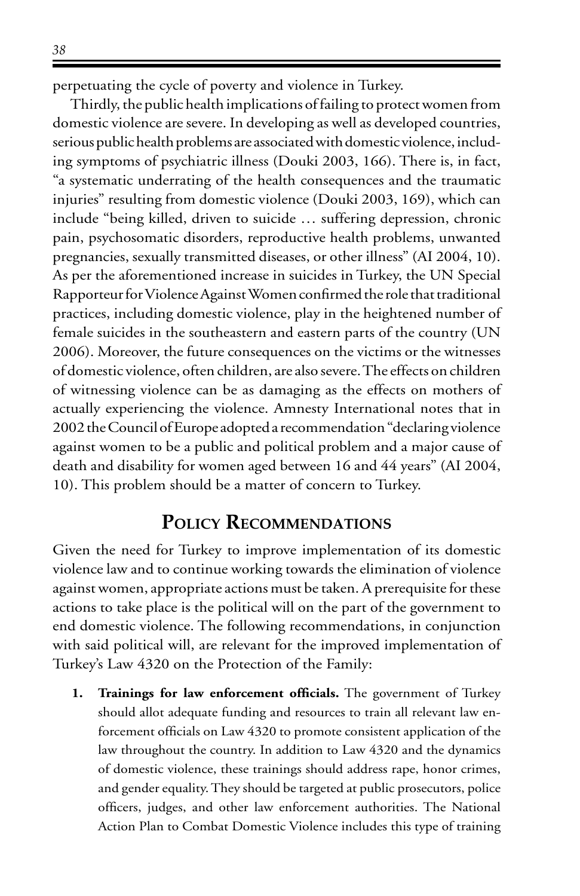perpetuating the cycle of poverty and violence in Turkey.

Thirdly, the public health implications of failing to protect women from domestic violence are severe. In developing as well as developed countries, serious public health problems are associated with domestic violence, including symptoms of psychiatric illness (Douki 2003, 166). There is, in fact, "a systematic underrating of the health consequences and the traumatic injuries" resulting from domestic violence (Douki 2003, 169), which can include "being killed, driven to suicide … suffering depression, chronic pain, psychosomatic disorders, reproductive health problems, unwanted pregnancies, sexually transmitted diseases, or other illness" (AI 2004, 10). As per the aforementioned increase in suicides in Turkey, the UN Special Rapporteur for Violence Against Women confirmed the role that traditional practices, including domestic violence, play in the heightened number of female suicides in the southeastern and eastern parts of the country (UN 2006). Moreover, the future consequences on the victims or the witnesses of domestic violence, often children, are also severe. The effects on children of witnessing violence can be as damaging as the effects on mothers of actually experiencing the violence. Amnesty International notes that in 2002 the Council of Europe adopted a recommendation "declaring violence against women to be a public and political problem and a major cause of death and disability for women aged between 16 and 44 years" (AI 2004, 10). This problem should be a matter of concern to Turkey.

## Policy Recommendations

Given the need for Turkey to improve implementation of its domestic violence law and to continue working towards the elimination of violence against women, appropriate actions must be taken. A prerequisite for these actions to take place is the political will on the part of the government to end domestic violence. The following recommendations, in conjunction with said political will, are relevant for the improved implementation of Turkey's Law 4320 on the Protection of the Family:

1. **Trainings for law enforcement officials.** The government of Turkey should allot adequate funding and resources to train all relevant law enforcement officials on Law 4320 to promote consistent application of the law throughout the country. In addition to Law 4320 and the dynamics of domestic violence, these trainings should address rape, honor crimes, and gender equality. They should be targeted at public prosecutors, police officers, judges, and other law enforcement authorities. The National Action Plan to Combat Domestic Violence includes this type of training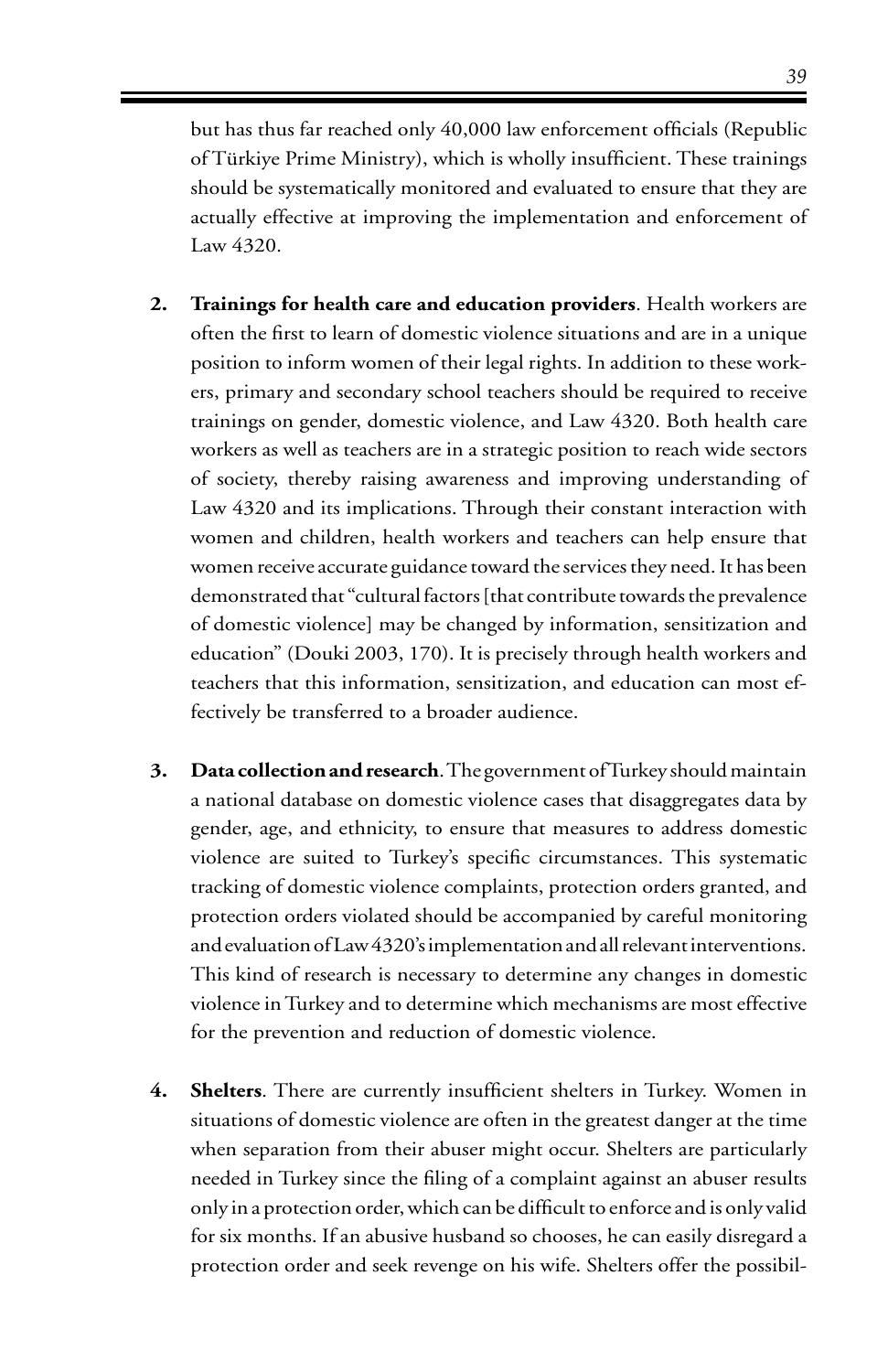but has thus far reached only 40,000 law enforcement officials (Republic of Türkiye Prime Ministry), which is wholly insufficient. These trainings should be systematically monitored and evaluated to ensure that they are actually effective at improving the implementation and enforcement of Law 4320.

2. **Trainings for health care and education providers**. Health workers are often the first to learn of domestic violence situations and are in a unique position to inform women of their legal rights. In addition to these workers, primary and secondary school teachers should be required to receive trainings on gender, domestic violence, and Law 4320. Both health care workers as well as teachers are in a strategic position to reach wide sectors of society, thereby raising awareness and improving understanding of Law 4320 and its implications. Through their constant interaction with women and children, health workers and teachers can help ensure that women receive accurate guidance toward the services they need. It has been demonstrated that "cultural factors [that contribute towards the prevalence of domestic violence] may be changed by information, sensitization and education" (Douki 2003, 170). It is precisely through health workers and teachers that this information, sensitization, and education can most effectively be transferred to a broader audience.

3. **Data collection and research**. The government of Turkey should maintain a national database on domestic violence cases that disaggregates data by gender, age, and ethnicity, to ensure that measures to address domestic violence are suited to Turkey's specific circumstances. This systematic tracking of domestic violence complaints, protection orders granted, and protection orders violated should be accompanied by careful monitoring and evaluation of Law 4320's implementation and all relevant interventions. This kind of research is necessary to determine any changes in domestic violence in Turkey and to determine which mechanisms are most effective for the prevention and reduction of domestic violence.

4. **Shelters**. There are currently insufficient shelters in Turkey. Women in situations of domestic violence are often in the greatest danger at the time when separation from their abuser might occur. Shelters are particularly needed in Turkey since the filing of a complaint against an abuser results only in a protection order, which can be difficult to enforce and is only valid for six months. If an abusive husband so chooses, he can easily disregard a protection order and seek revenge on his wife. Shelters offer the possibil-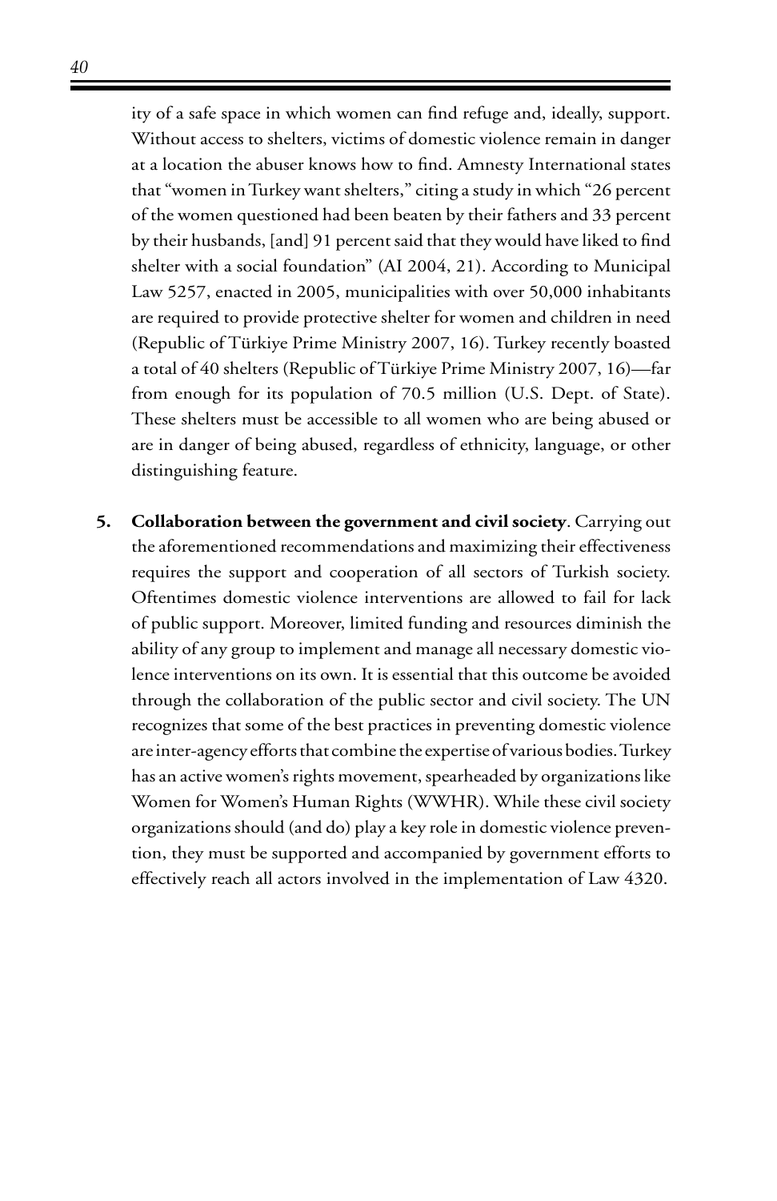ity of a safe space in which women can find refuge and, ideally, support. Without access to shelters, victims of domestic violence remain in danger at a location the abuser knows how to find. Amnesty International states that "women in Turkey want shelters," citing a study in which "26 percent of the women questioned had been beaten by their fathers and 33 percent by their husbands, [and] 91 percent said that they would have liked to find shelter with a social foundation" (AI 2004, 21). According to Municipal Law 5257, enacted in 2005, municipalities with over 50,000 inhabitants are required to provide protective shelter for women and children in need (Republic of Türkiye Prime Ministry 2007, 16). Turkey recently boasted a total of 40 shelters (Republic of Türkiye Prime Ministry 2007, 16)—far from enough for its population of 70.5 million (U.S. Dept. of State). These shelters must be accessible to all women who are being abused or are in danger of being abused, regardless of ethnicity, language, or other distinguishing feature.

5. **Collaboration between the government and civil society**. Carrying out the aforementioned recommendations and maximizing their effectiveness requires the support and cooperation of all sectors of Turkish society. Oftentimes domestic violence interventions are allowed to fail for lack of public support. Moreover, limited funding and resources diminish the ability of any group to implement and manage all necessary domestic violence interventions on its own. It is essential that this outcome be avoided through the collaboration of the public sector and civil society. The UN recognizes that some of the best practices in preventing domestic violence are inter-agency efforts that combine the expertise of various bodies. Turkey has an active women's rights movement, spearheaded by organizations like Women for Women's Human Rights (WWHR). While these civil society organizations should (and do) play a key role in domestic violence prevention, they must be supported and accompanied by government efforts to effectively reach all actors involved in the implementation of Law 4320.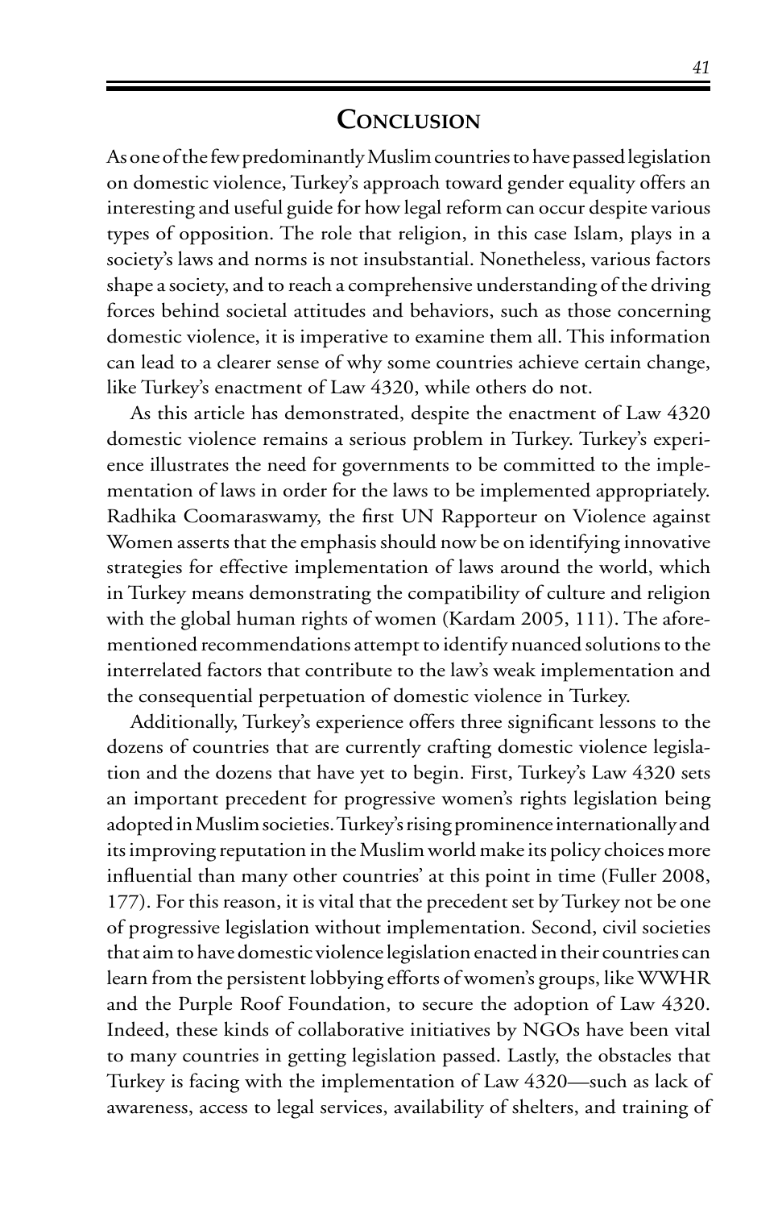## Conclusion

As one of the few predominantly Muslim countries to have passed legislation on domestic violence, Turkey's approach toward gender equality offers an interesting and useful guide for how legal reform can occur despite various types of opposition. The role that religion, in this case Islam, plays in a society's laws and norms is not insubstantial. Nonetheless, various factors shape a society, and to reach a comprehensive understanding of the driving forces behind societal attitudes and behaviors, such as those concerning domestic violence, it is imperative to examine them all. This information can lead to a clearer sense of why some countries achieve certain change, like Turkey's enactment of Law 4320, while others do not.

As this article has demonstrated, despite the enactment of Law 4320 domestic violence remains a serious problem in Turkey. Turkey's experience illustrates the need for governments to be committed to the implementation of laws in order for the laws to be implemented appropriately. Radhika Coomaraswamy, the first UN Rapporteur on Violence against Women asserts that the emphasis should now be on identifying innovative strategies for effective implementation of laws around the world, which in Turkey means demonstrating the compatibility of culture and religion with the global human rights of women (Kardam 2005, 111). The aforementioned recommendations attempt to identify nuanced solutions to the interrelated factors that contribute to the law's weak implementation and the consequential perpetuation of domestic violence in Turkey.

Additionally, Turkey's experience offers three significant lessons to the dozens of countries that are currently crafting domestic violence legislation and the dozens that have yet to begin. First, Turkey's Law 4320 sets an important precedent for progressive women's rights legislation being adopted in Muslim societies. Turkey's rising prominence internationally and its improving reputation in the Muslim world make its policy choices more influential than many other countries' at this point in time (Fuller 2008, 177). For this reason, it is vital that the precedent set by Turkey not be one of progressive legislation without implementation. Second, civil societies that aim to have domestic violence legislation enacted in their countries can learn from the persistent lobbying efforts of women's groups, like WWHR and the Purple Roof Foundation, to secure the adoption of Law 4320. Indeed, these kinds of collaborative initiatives by NGOs have been vital to many countries in getting legislation passed. Lastly, the obstacles that Turkey is facing with the implementation of Law 4320—such as lack of awareness, access to legal services, availability of shelters, and training of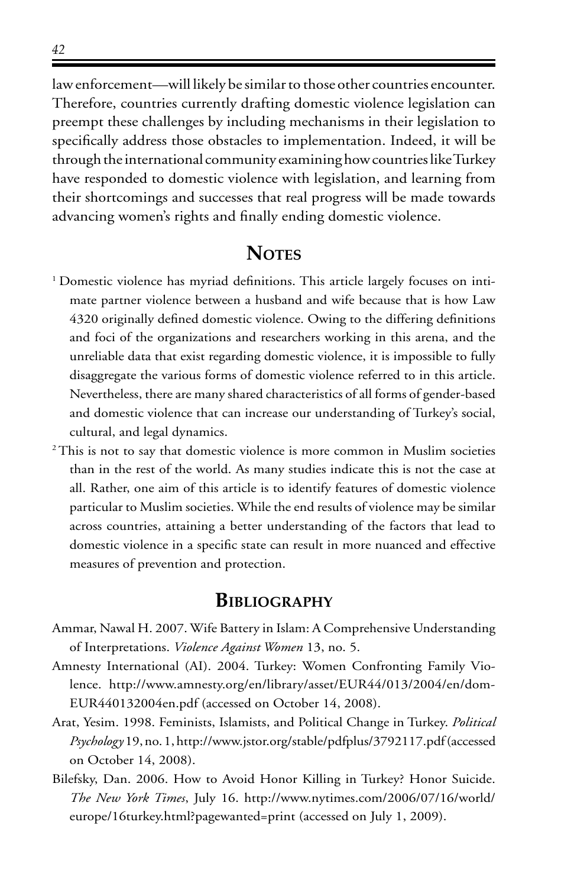law enforcement—will likely be similar to those other countries encounter. Therefore, countries currently drafting domestic violence legislation can preempt these challenges by including mechanisms in their legislation to specifically address those obstacles to implementation. Indeed, it will be through the international community examining how countries like Turkey have responded to domestic violence with legislation, and learning from their shortcomings and successes that real progress will be made towards advancing women's rights and finally ending domestic violence.

## Notes

[1] Domestic violence has myriad definitions. This article largely focuses on intimate partner violence between a husband and wife because that is how Law 4320 originally defined domestic violence. Owing to the differing definitions and foci of the organizations and researchers working in this arena, and the unreliable data that exist regarding domestic violence, it is impossible to fully disaggregate the various forms of domestic violence referred to in this article. Nevertheless, there are many shared characteristics of all forms of gender-based and domestic violence that can increase our understanding of Turkey's social, cultural, and legal dynamics.

[2] This is not to say that domestic violence is more common in Muslim societies than in the rest of the world. As many studies indicate this is not the case at all. Rather, one aim of this article is to identify features of domestic violence particular to Muslim societies. While the end results of violence may be similar across countries, attaining a better understanding of the factors that lead to domestic violence in a specific state can result in more nuanced and effective measures of prevention and protection.

## Bibliography

Ammar, Nawal H. 2007. Wife Battery in Islam: A Comprehensive Understanding of Interpretations. *Violence Against Women* 13, no. 5.

Amnesty International (AI). 2004. Turkey: Women Confronting Family Violence. http://www.amnesty.org/en/library/asset/EUR44/013/2004/en/dom-EUR440132004en.pdf (accessed on October 14, 2008).

Arat, Yesim. 1998. Feminists, Islamists, and Political Change in Turkey. *Political Psychology* 19, no. 1, http://www.jstor.org/stable/pdfplus/3792117.pdf (accessed on October 14, 2008).

Bilefsky, Dan. 2006. How to Avoid Honor Killing in Turkey? Honor Suicide. *The New York Times*, July 16. http://www.nytimes.com/2006/07/16/world/europe/16turkey.html?pagewanted=print (accessed on July 1, 2009).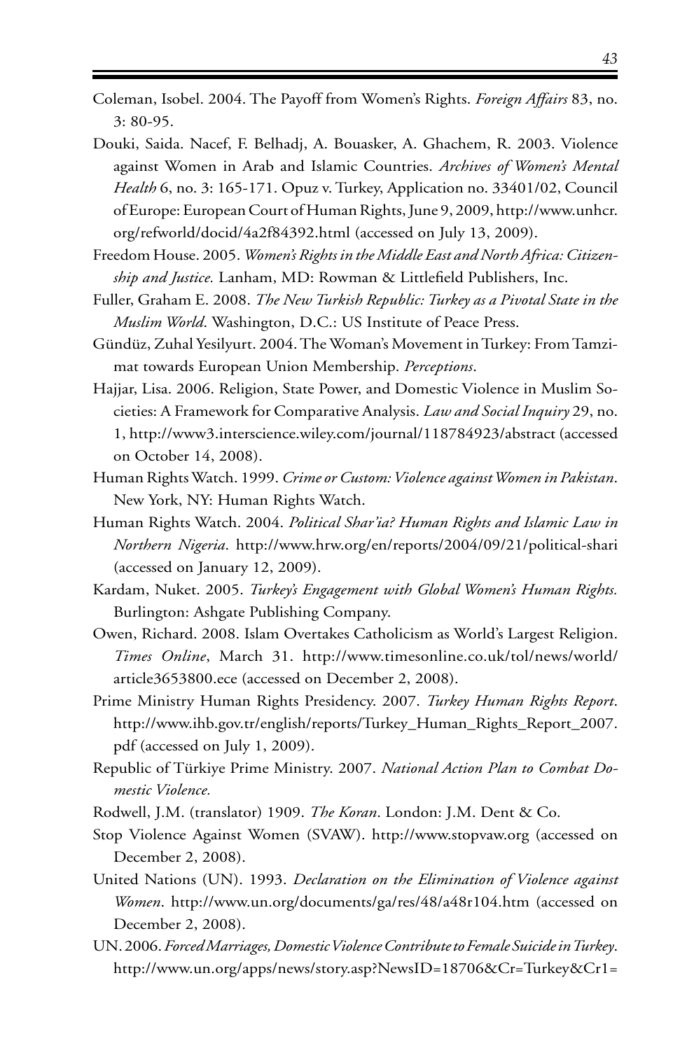Coleman, Isobel. 2004. The Payoff from Women's Rights. *Foreign Affairs* 83, no. 3: 80-95.

Douki, Saida. Nacef, F. Belhadj, A. Bouasker, A. Ghachem, R. 2003. Violence against Women in Arab and Islamic Countries. *Archives of Women's Mental Health* 6, no. 3: 165-171. Opuz v. Turkey, Application no. 33401/02, Council of Europe: European Court of Human Rights, June 9, 2009, http://www.unhcr.org/refworld/docid/4a2f84392.html (accessed on July 13, 2009).

Freedom House. 2005. *Women's Rights in the Middle East and North Africa: Citizenship and Justice.* Lanham, MD: Rowman & Littlefield Publishers, Inc.

Fuller, Graham E. 2008. *The New Turkish Republic: Turkey as a Pivotal State in the Muslim World*. Washington, D.C.: US Institute of Peace Press.

Gündüz, Zuhal Yesilyurt. 2004. The Woman's Movement in Turkey: From Tamzimat towards European Union Membership. *Perceptions*.

Hajjar, Lisa. 2006. Religion, State Power, and Domestic Violence in Muslim Societies: A Framework for Comparative Analysis. *Law and Social Inquiry* 29, no. 1, http://www3.interscience.wiley.com/journal/118784923/abstract (accessed on October 14, 2008).

Human Rights Watch. 1999. *Crime or Custom: Violence against Women in Pakistan*. New York, NY: Human Rights Watch.

Human Rights Watch. 2004. *Political Shar'ia? Human Rights and Islamic Law in Northern Nigeria*. http://www.hrw.org/en/reports/2004/09/21/political-shari (accessed on January 12, 2009).

Kardam, Nuket. 2005. *Turkey's Engagement with Global Women's Human Rights.* Burlington: Ashgate Publishing Company.

Owen, Richard. 2008. Islam Overtakes Catholicism as World's Largest Religion. *Times Online*, March 31. http://www.timesonline.co.uk/tol/news/world/article3653800.ece (accessed on December 2, 2008).

Prime Ministry Human Rights Presidency. 2007. *Turkey Human Rights Report*. http://www.ihb.gov.tr/english/reports/Turkey_Human_Rights_Report_2007.pdf (accessed on July 1, 2009).

Republic of Türkiye Prime Ministry. 2007. *National Action Plan to Combat Domestic Violence.*

Rodwell, J.M. (translator) 1909. *The Koran*. London: J.M. Dent & Co.

Stop Violence Against Women (SVAW). http://www.stopvaw.org (accessed on December 2, 2008).

United Nations (UN). 1993. *Declaration on the Elimination of Violence against Women*. http://www.un.org/documents/ga/res/48/a48r104.htm (accessed on December 2, 2008).

UN. 2006. *Forced Marriages, Domestic Violence Contribute to Female Suicide in Turkey*. http://www.un.org/apps/news/story.asp?NewsID=18706&Cr=Turkey&Cr1=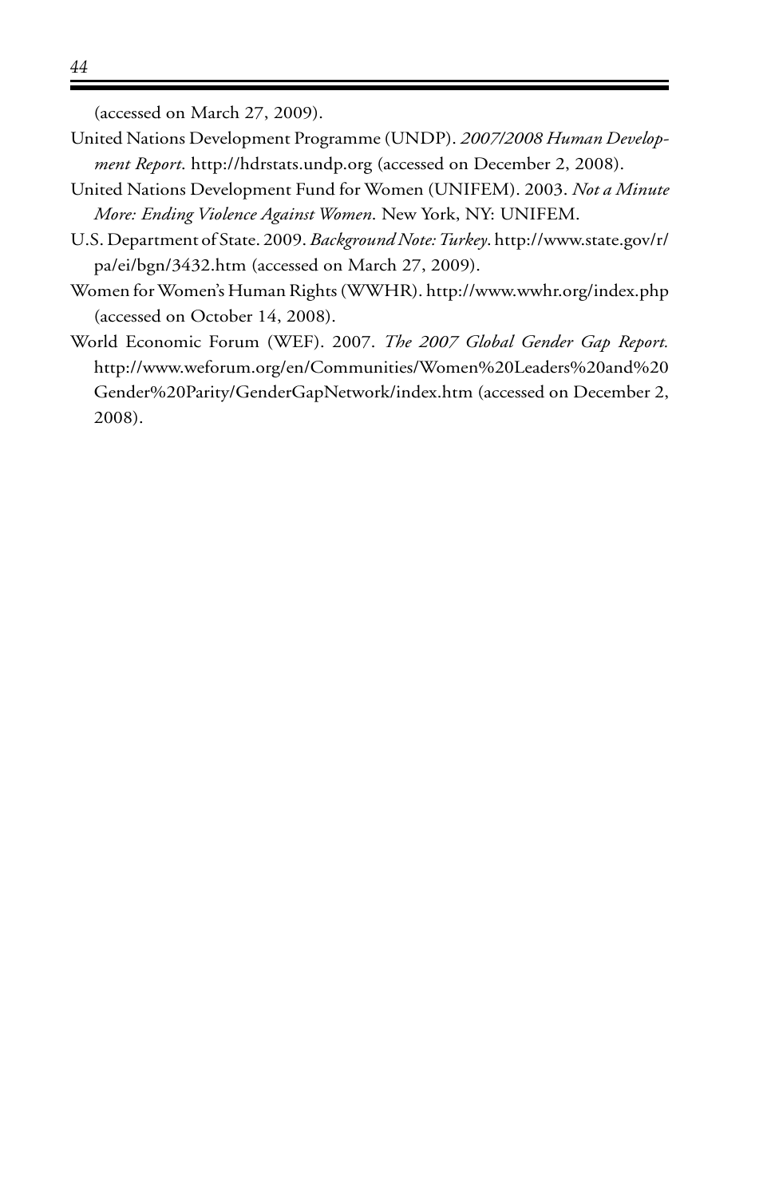(accessed on March 27, 2009).

United Nations Development Programme (UNDP). *2007/2008 Human Development Report*. http://hdrstats.undp.org (accessed on December 2, 2008).

United Nations Development Fund for Women (UNIFEM). 2003. *Not a Minute More: Ending Violence Against Women*. New York, NY: UNIFEM.

U.S. Department of State. 2009. *Background Note: Turkey*. http://www.state.gov/r/pa/ei/bgn/3432.htm (accessed on March 27, 2009).

Women for Women's Human Rights (WWHR). http://www.wwhr.org/index.php (accessed on October 14, 2008).

World Economic Forum (WEF). 2007. *The 2007 Global Gender Gap Report.* http://www.weforum.org/en/Communities/Women%20Leaders%20and%20Gender%20Parity/GenderGapNetwork/index.htm (accessed on December 2, 2008).